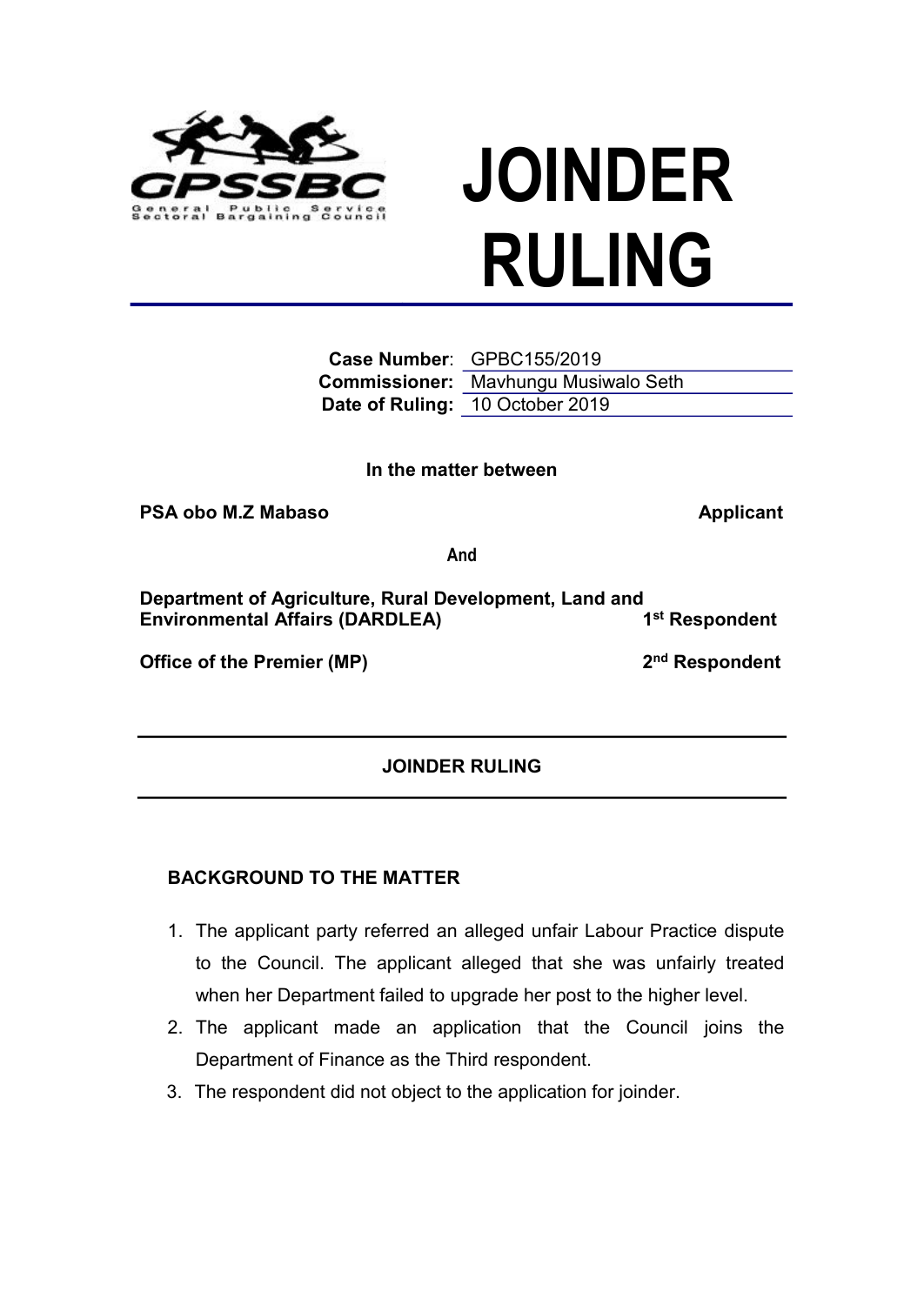# JOINDER RULING

**Case Number**: GPBC155/2019
**Commissioner:** Mavhungu Musiwalo Seth
**Date of Ruling:** 10 October 2019

**In the matter between**

**PSA obo M.Z Mabaso** **Applicant**

**And**

**Department of Agriculture, Rural Development, Land and Environmental Affairs (DARDLEA)** **1st Respondent**

**Office of the Premier (MP)** **2nd Respondent**

---

## JOINDER RULING

---

### BACKGROUND TO THE MATTER

1. The applicant party referred an alleged unfair Labour Practice dispute to the Council. The applicant alleged that she was unfairly treated when her Department failed to upgrade her post to the higher level.
2. The applicant made an application that the Council joins the Department of Finance as the Third respondent.
3. The respondent did not object to the application for joinder.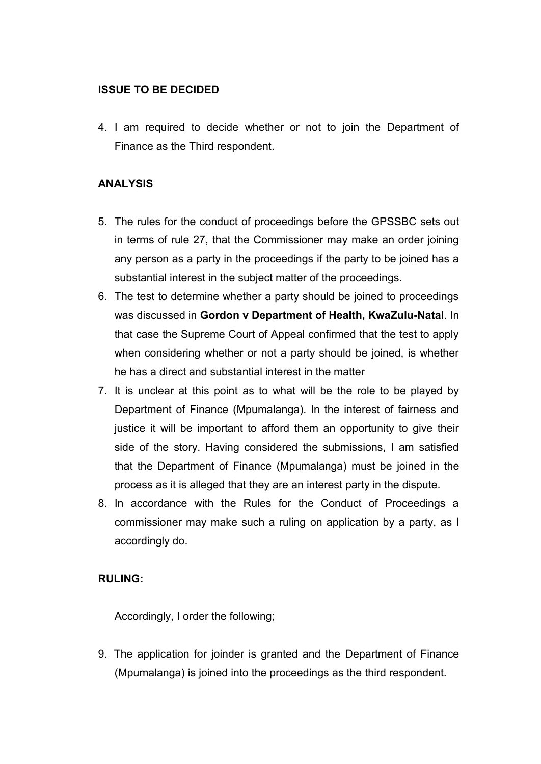## ISSUE TO BE DECIDED

4. I am required to decide whether or not to join the Department of Finance as the Third respondent.

## ANALYSIS

5. The rules for the conduct of proceedings before the GPSSBC sets out in terms of rule 27, that the Commissioner may make an order joining any person as a party in the proceedings if the party to be joined has a substantial interest in the subject matter of the proceedings.
6. The test to determine whether a party should be joined to proceedings was discussed in **Gordon v Department of Health, KwaZulu-Natal**. In that case the Supreme Court of Appeal confirmed that the test to apply when considering whether or not a party should be joined, is whether he has a direct and substantial interest in the matter
7. It is unclear at this point as to what will be the role to be played by Department of Finance (Mpumalanga). In the interest of fairness and justice it will be important to afford them an opportunity to give their side of the story. Having considered the submissions, I am satisfied that the Department of Finance (Mpumalanga) must be joined in the process as it is alleged that they are an interest party in the dispute.
8. In accordance with the Rules for the Conduct of Proceedings a commissioner may make such a ruling on application by a party, as I accordingly do.

## RULING:

Accordingly, I order the following;

9. The application for joinder is granted and the Department of Finance (Mpumalanga) is joined into the proceedings as the third respondent.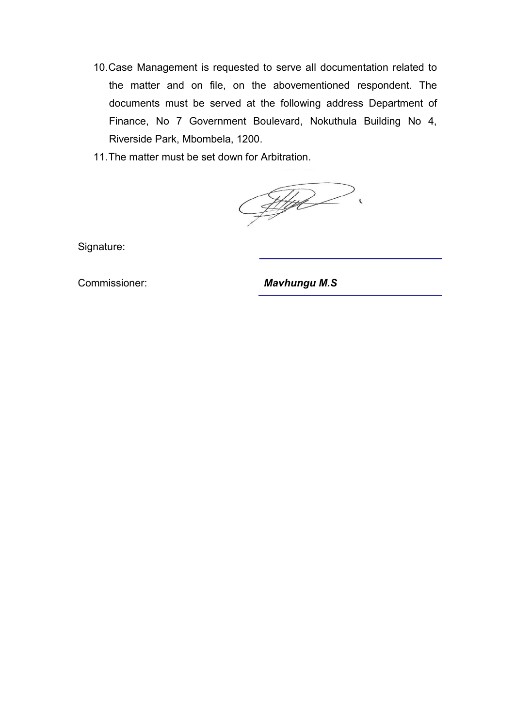10. Case Management is requested to serve all documentation related to the matter and on file, on the abovementioned respondent. The documents must be served at the following address Department of Finance, No 7 Government Boulevard, Nokuthula Building No 4, Riverside Park, Mbombela, 1200.
11. The matter must be set down for Arbitration.

Signature:

Commissioner: ***Mavhungu M.S***